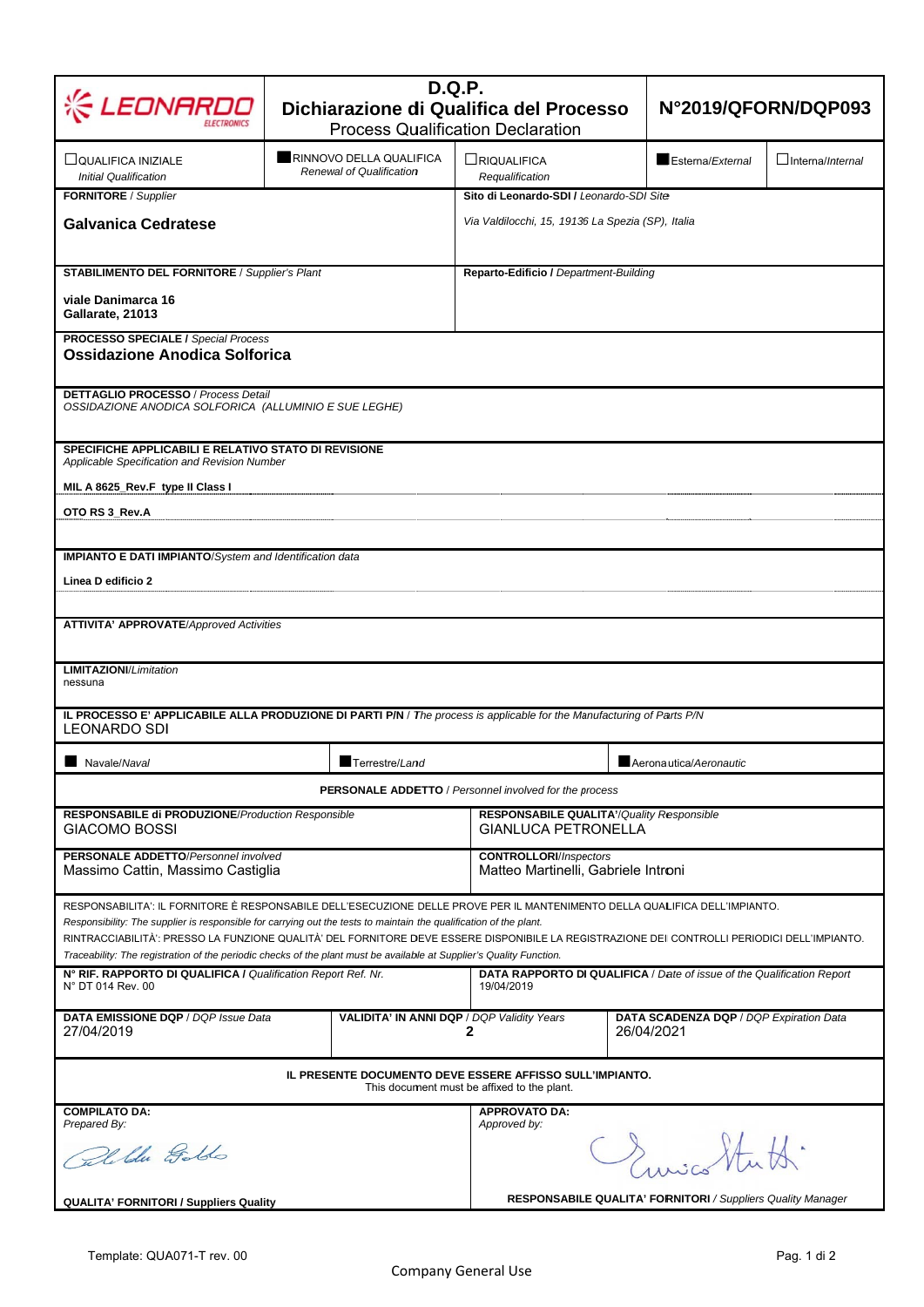# LEONARDO ELECTRONICS

## D.Q.P.
## Dichiarazione di Qualifica del Processo
Process Qualification Declaration

**N°2019/QFORN/DQP093**

| | | | | |
|---|---|---|---|---|
| ☐ QUALIFICA INIZIALE *Initial Qualification* | ■ RINNOVO DELLA QUALIFICA *Renewal of Qualification* | ☐ RIQUALIFICA *Requalification* | ■ Esterna/*External* | ☐ Interna/*Internal* |

**FORNITORE** / *Supplier*

**Galvanica Cedratese**

**Sito di Leonardo-SDI /** *Leonardo-SDI Site*

*Via Valdilocchi, 15, 19136 La Spezia (SP), Italia*

**STABILIMENTO DEL FORNITORE** / *Supplier's Plant*

**viale Danimarca 16**
**Gallarate, 21013**

**Reparto-Edificio /** *Department-Building*

**PROCESSO SPECIALE /** *Special Process*

**Ossidazione Anodica Solforica**

**DETTAGLIO PROCESSO** / *Process Detail*

*OSSIDAZIONE ANODICA SOLFORICA (ALLUMINIO E SUE LEGHE)*

**SPECIFICHE APPLICABILI E RELATIVO STATO DI REVISIONE**
*Applicable Specification and Revision Number*

**MIL A 8625_Rev.F type II Class I**

**OTO RS 3_Rev.A**

**IMPIANTO E DATI IMPIANTO**/*System and Identification data*

**Linea D edificio 2**

**ATTIVITA' APPROVATE**/*Approved Activities*

**LIMITAZIONI**/*Limitation*
nessuna

**IL PROCESSO E' APPLICABILE ALLA PRODUZIONE DI PARTI P/N** / *The process is applicable for the Manufacturing of Parts P/N*
LEONARDO SDI

■ Navale/*Naval* ■ Terrestre/*Land* ■ Aeronautica/*Aeronautic*

**PERSONALE ADDETTO** / *Personnel involved for the process*

| | |
|---|---|
| **RESPONSABILE di PRODUZIONE**/*Production Responsible*<br>GIACOMO BOSSI | **RESPONSABILE QUALITA'**/*Quality Responsible*<br>GIANLUCA PETRONELLA |
| **PERSONALE ADDETTO**/*Personnel involved*<br>Massimo Cattin, Massimo Castiglia | **CONTROLLORI**/*Inspectors*<br>Matteo Martinelli, Gabriele Introni |

RESPONSABILITA': IL FORNITORE È RESPONSABILE DELL'ESECUZIONE DELLE PROVE PER IL MANTENIMENTO DELLA QUALIFICA DELL'IMPIANTO.
*Responsibility: The supplier is responsible for carrying out the tests to maintain the qualification of the plant.*
RINTRACCIABILITÀ': PRESSO LA FUNZIONE QUALITÀ DEL FORNITORE DEVE ESSERE DISPONIBILE LA REGISTRAZIONE DEI CONTROLLI PERIODICI DELL'IMPIANTO.
*Traceability: The registration of the periodic checks of the plant must be available at Supplier's Quality Function.*

| | |
|---|---|
| **N° RIF. RAPPORTO DI QUALIFICA /** *Qualification Report Ref. Nr.*<br>N° DT 014 Rev. 00 | **DATA RAPPORTO DI QUALIFICA** / *Date of issue of the Qualification Report*<br>19/04/2019 |

| | | |
|---|---|---|
| **DATA EMISSIONE DQP** / *DQP Issue Data*<br>27/04/2019 | **VALIDITA' IN ANNI DQP** / *DQP Validity Years*<br>2 | **DATA SCADENZA DQP** / *DQP Expiration Data*<br>26/04/2021 |

**IL PRESENTE DOCUMENTO DEVE ESSERE AFFISSO SULL'IMPIANTO.**
This document must be affixed to the plant.

| | |
|---|---|
| **COMPILATO DA:**<br>*Prepared By:*<br>[firma]<br>**QUALITA' FORNITORI / Suppliers Quality** | **APPROVATO DA:**<br>*Approved by:*<br>[firma]<br>**RESPONSABILE QUALITA' FORNITORI** / *Suppliers Quality Manager* |

Template: QUA071-T rev. 00

Company General Use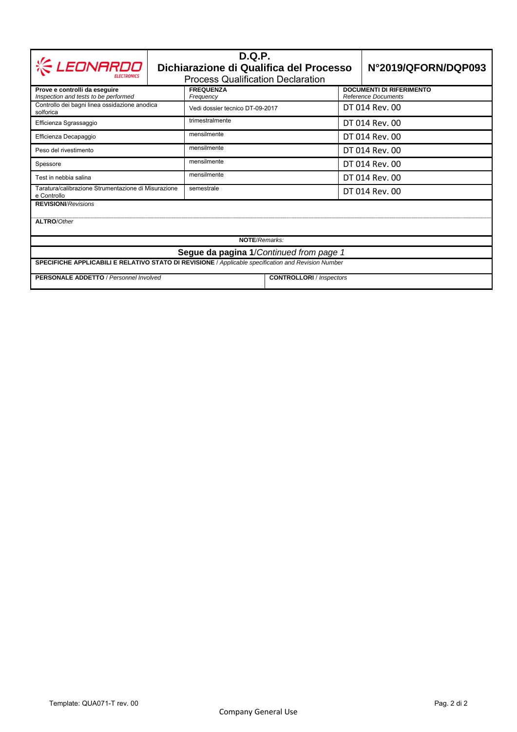# D.Q.P.

## Dichiarazione di Qualifica del Processo

Process Qualification Declaration

**N°2019/QFORN/DQP093**

| **Prove e controlli da eseguire** *Inspection and tests to be performed* | **FREQUENZA** *Frequency* | **DOCUMENTI DI RIFERIMENTO** *Reference Documents* |
|---|---|---|
| Controllo dei bagni linea ossidazione anodica solforica | Vedi dossier tecnico DT-09-2017 | DT 014 Rev. 00 |
| Efficienza Sgrassaggio | trimestralmente | DT 014 Rev. 00 |
| Efficienza Decapaggio | mensilmente | DT 014 Rev. 00 |
| Peso del rivestimento | mensilmente | DT 014 Rev. 00 |
| Spessore | mensilmente | DT 014 Rev. 00 |
| Test in nebbia salina | mensilmente | DT 014 Rev. 00 |
| Taratura/calibrazione Strumentazione di Misurazione e Controllo | semestrale | DT 014 Rev. 00 |

**REVISIONI**/*Revisions*

**ALTRO**/*Other*

**NOTE**/*Remarks:*

**Segue da pagina 1**/*Continued from page 1*

**SPECIFICHE APPLICABILI E RELATIVO STATO DI REVISIONE** / *Applicable specification and Revision Number*

| **PERSONALE ADDETTO** / *Personnel Involved* | **CONTROLLORI** / *Inspectors* |
|---|---|

Template: QUA071-T rev. 00

Company General Use